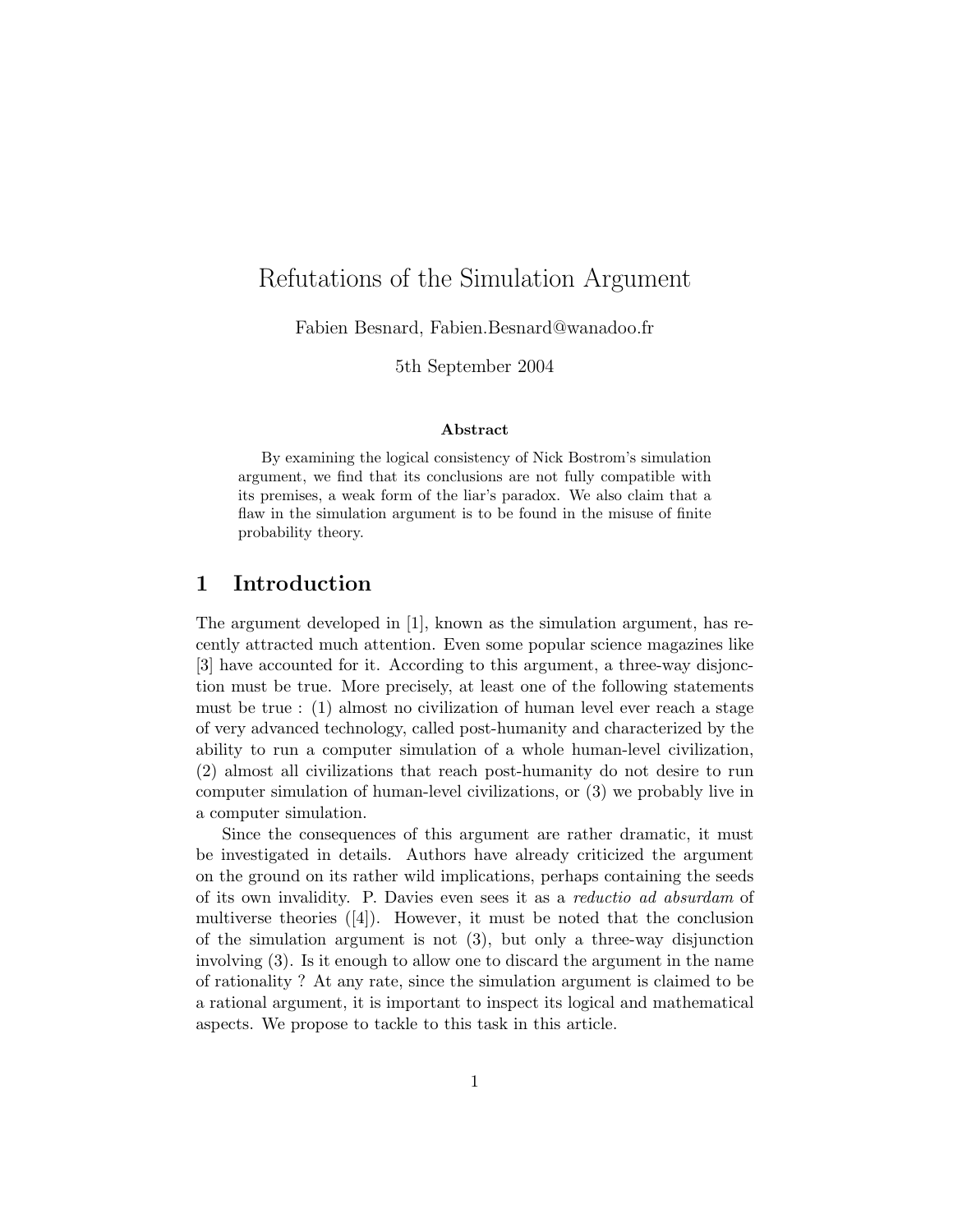# Refutations of the Simulation Argument

Fabien Besnard, Fabien.Besnard@wanadoo.fr

5th September 2004

**Abstract**

By examining the logical consistency of Nick Bostrom's simulation argument, we find that its conclusions are not fully compatible with its premises, a weak form of the liar's paradox. We also claim that a flaw in the simulation argument is to be found in the misuse of finite probability theory.

## 1 Introduction

The argument developed in [1], known as the simulation argument, has recently attracted much attention. Even some popular science magazines like [3] have accounted for it. According to this argument, a three-way disjonction must be true. More precisely, at least one of the following statements must be true : (1) almost no civilization of human level ever reach a stage of very advanced technology, called post-humanity and characterized by the ability to run a computer simulation of a whole human-level civilization, (2) almost all civilizations that reach post-humanity do not desire to run computer simulation of human-level civilizations, or (3) we probably live in a computer simulation.

Since the consequences of this argument are rather dramatic, it must be investigated in details. Authors have already criticized the argument on the ground on its rather wild implications, perhaps containing the seeds of its own invalidity. P. Davies even sees it as a *reductio ad absurdam* of multiverse theories ([4]). However, it must be noted that the conclusion of the simulation argument is not (3), but only a three-way disjunction involving (3). Is it enough to allow one to discard the argument in the name of rationality ? At any rate, since the simulation argument is claimed to be a rational argument, it is important to inspect its logical and mathematical aspects. We propose to tackle to this task in this article.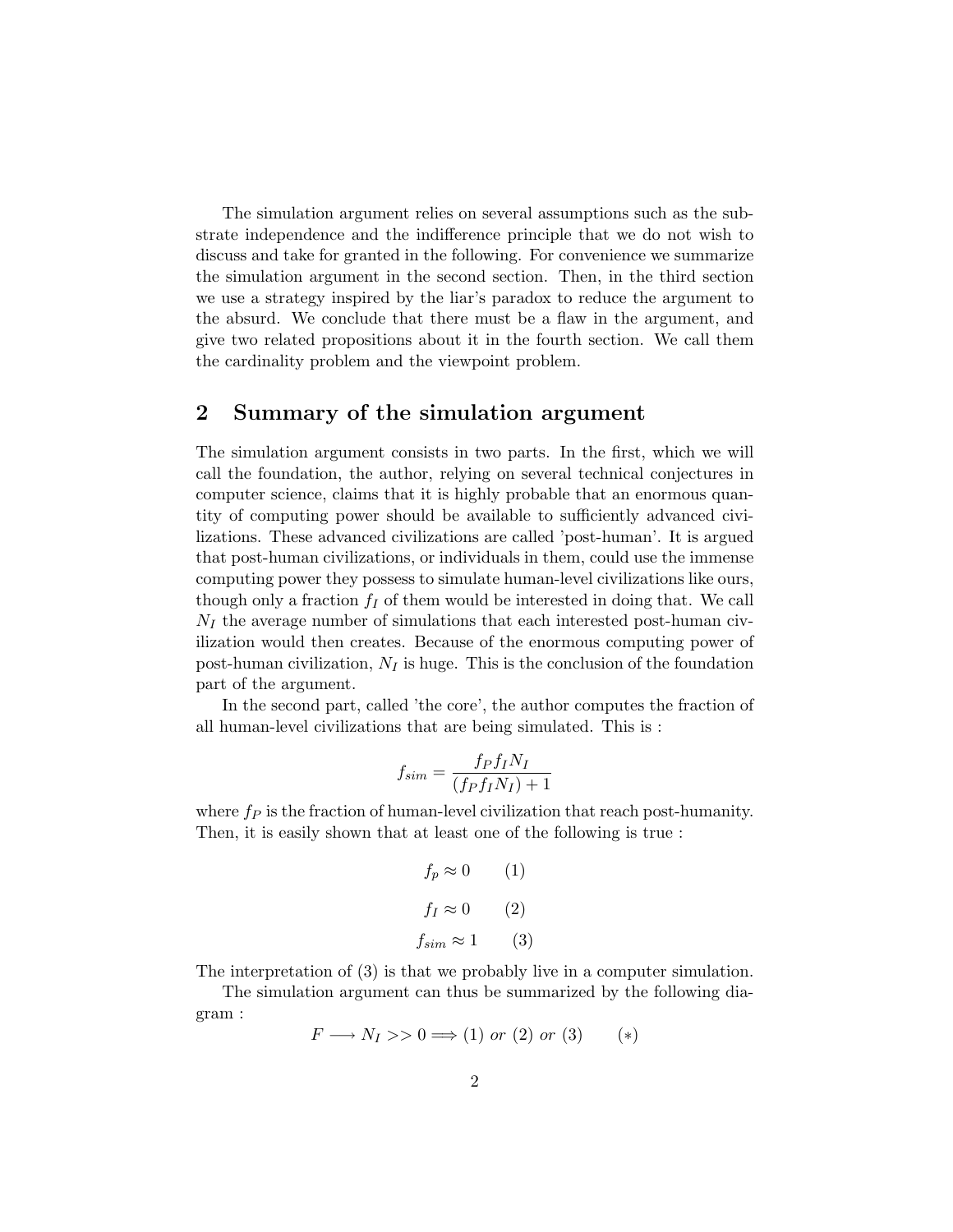The simulation argument relies on several assumptions such as the substrate independence and the indifference principle that we do not wish to discuss and take for granted in the following. For convenience we summarize the simulation argument in the second section. Then, in the third section we use a strategy inspired by the liar's paradox to reduce the argument to the absurd. We conclude that there must be a flaw in the argument, and give two related propositions about it in the fourth section. We call them the cardinality problem and the viewpoint problem.

## 2 Summary of the simulation argument

The simulation argument consists in two parts. In the first, which we will call the foundation, the author, relying on several technical conjectures in computer science, claims that it is highly probable that an enormous quantity of computing power should be available to sufficiently advanced civilizations. These advanced civilizations are called 'post-human'. It is argued that post-human civilizations, or individuals in them, could use the immense computing power they possess to simulate human-level civilizations like ours, though only a fraction $f_I$ of them would be interested in doing that. We call $N_I$ the average number of simulations that each interested post-human civilization would then creates. Because of the enormous computing power of post-human civilization, $N_I$ is huge. This is the conclusion of the foundation part of the argument.

In the second part, called 'the core', the author computes the fraction of all human-level civilizations that are being simulated. This is :

$$f_{sim} = \frac{f_P f_I N_I}{(f_P f_I N_I) + 1}$$

where $f_P$ is the fraction of human-level civilization that reach post-humanity. Then, it is easily shown that at least one of the following is true :

$$f_p \approx 0 \qquad (1)$$

$$f_I \approx 0 \qquad (2)$$

$$f_{sim} \approx 1 \qquad (3)$$

The interpretation of (3) is that we probably live in a computer simulation.

The simulation argument can thus be summarized by the following diagram :

$$F \longrightarrow N_I >> 0 \Longrightarrow (1) \textit{ or } (2) \textit{ or } (3) \qquad (*)$$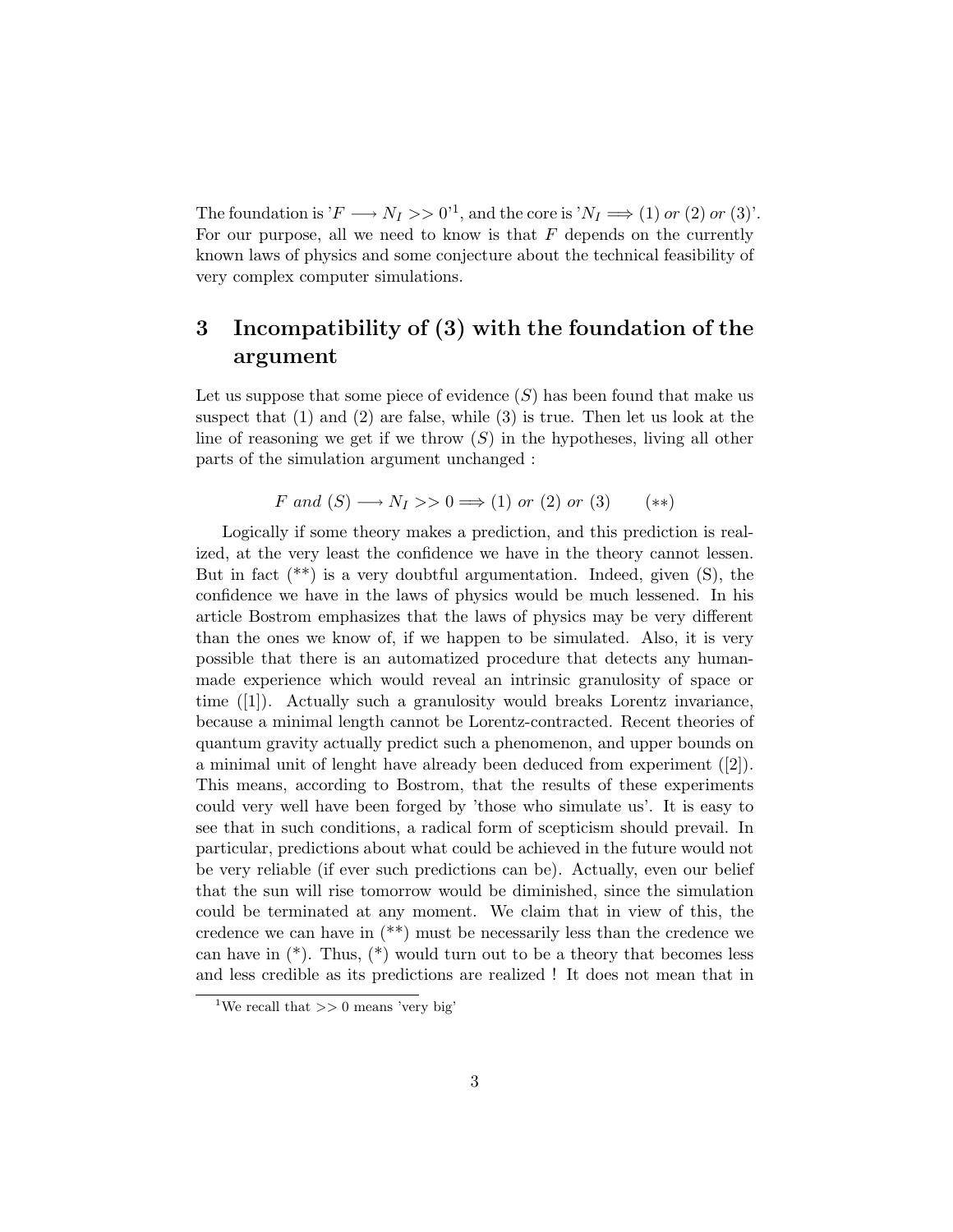The foundation is '$F \longrightarrow N_I >> 0$'[1], and the core is '$N_I \Longrightarrow (1)$ *or* $(2)$ *or* $(3)$'. For our purpose, all we need to know is that $F$ depends on the currently known laws of physics and some conjecture about the technical feasibility of very complex computer simulations.

## 3 Incompatibility of (3) with the foundation of the argument

Let us suppose that some piece of evidence $(S)$ has been found that make us suspect that (1) and (2) are false, while (3) is true. Then let us look at the line of reasoning we get if we throw $(S)$ in the hypotheses, living all other parts of the simulation argument unchanged :

$$F \text{ and } (S) \longrightarrow N_I >> 0 \Longrightarrow (1) \text{ or } (2) \text{ or } (3) \qquad (**)$$

Logically if some theory makes a prediction, and this prediction is realized, at the very least the confidence we have in the theory cannot lessen. But in fact (**) is a very doubtful argumentation. Indeed, given (S), the confidence we have in the laws of physics would be much lessened. In his article Bostrom emphasizes that the laws of physics may be very different than the ones we know of, if we happen to be simulated. Also, it is very possible that there is an automatized procedure that detects any human-made experience which would reveal an intrinsic granulosity of space or time ([1]). Actually such a granulosity would breaks Lorentz invariance, because a minimal length cannot be Lorentz-contracted. Recent theories of quantum gravity actually predict such a phenomenon, and upper bounds on a minimal unit of lenght have already been deduced from experiment ([2]). This means, according to Bostrom, that the results of these experiments could very well have been forged by 'those who simulate us'. It is easy to see that in such conditions, a radical form of scepticism should prevail. In particular, predictions about what could be achieved in the future would not be very reliable (if ever such predictions can be). Actually, even our belief that the sun will rise tomorrow would be diminished, since the simulation could be terminated at any moment. We claim that in view of this, the credence we can have in (**) must be necessarily less than the credence we can have in (*). Thus, (*) would turn out to be a theory that becomes less and less credible as its predictions are realized ! It does not mean that in

[1] We recall that $>> 0$ means 'very big'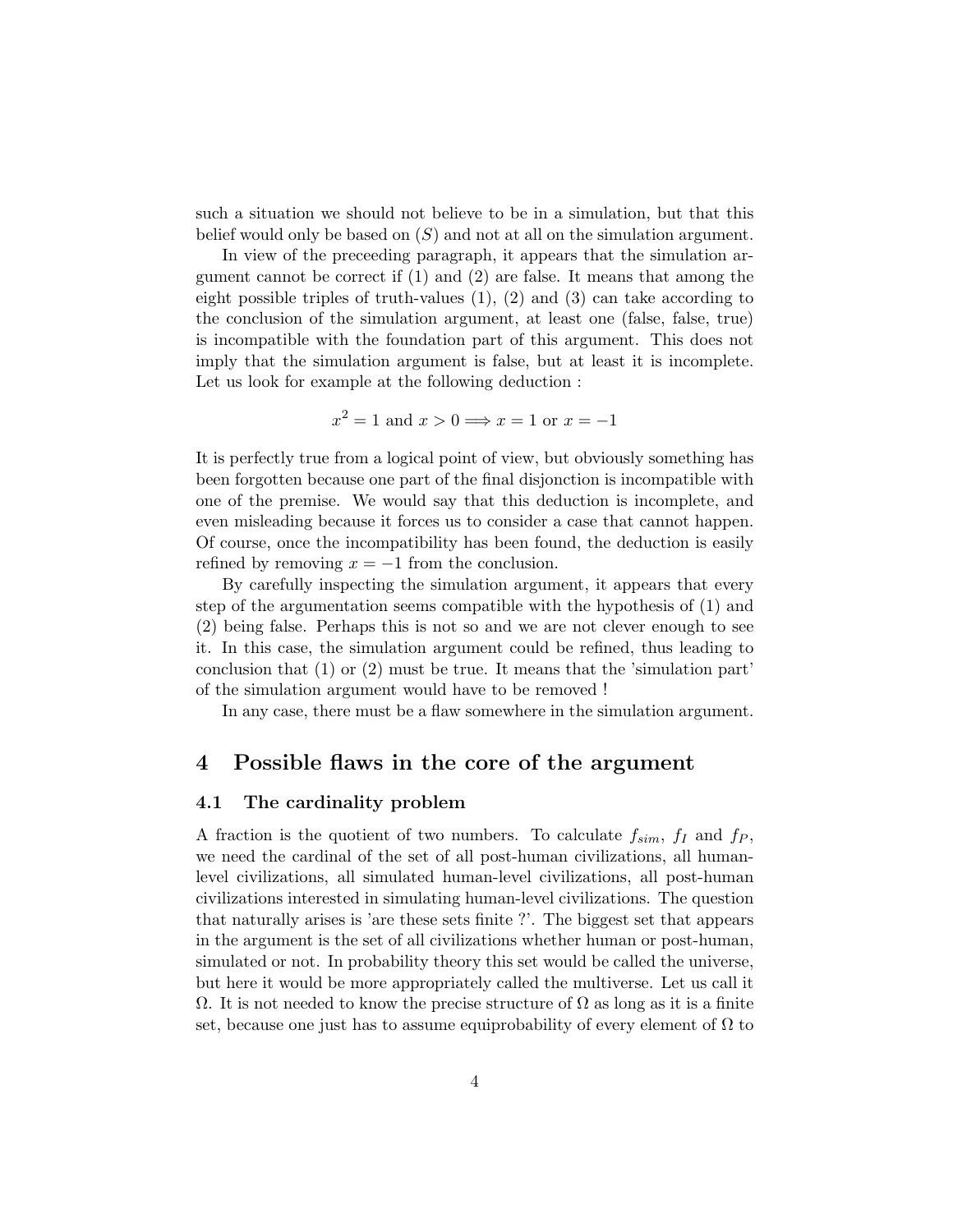such a situation we should not believe to be in a simulation, but that this belief would only be based on $(S)$ and not at all on the simulation argument.

In view of the preceeding paragraph, it appears that the simulation argument cannot be correct if (1) and (2) are false. It means that among the eight possible triples of truth-values (1), (2) and (3) can take according to the conclusion of the simulation argument, at least one (false, false, true) is incompatible with the foundation part of this argument. This does not imply that the simulation argument is false, but at least it is incomplete. Let us look for example at the following deduction :

$$x^2 = 1 \text{ and } x > 0 \Longrightarrow x = 1 \text{ or } x = -1$$

It is perfectly true from a logical point of view, but obviously something has been forgotten because one part of the final disjonction is incompatible with one of the premise. We would say that this deduction is incomplete, and even misleading because it forces us to consider a case that cannot happen. Of course, once the incompatibility has been found, the deduction is easily refined by removing $x = -1$ from the conclusion.

By carefully inspecting the simulation argument, it appears that every step of the argumentation seems compatible with the hypothesis of (1) and (2) being false. Perhaps this is not so and we are not clever enough to see it. In this case, the simulation argument could be refined, thus leading to conclusion that (1) or (2) must be true. It means that the 'simulation part' of the simulation argument would have to be removed !

In any case, there must be a flaw somewhere in the simulation argument.

## 4 Possible flaws in the core of the argument

### 4.1 The cardinality problem

A fraction is the quotient of two numbers. To calculate $f_{sim}$, $f_I$ and $f_P$, we need the cardinal of the set of all post-human civilizations, all human-level civilizations, all simulated human-level civilizations, all post-human civilizations interested in simulating human-level civilizations. The question that naturally arises is 'are these sets finite ?'. The biggest set that appears in the argument is the set of all civilizations whether human or post-human, simulated or not. In probability theory this set would be called the universe, but here it would be more appropriately called the multiverse. Let us call it $\Omega$. It is not needed to know the precise structure of $\Omega$ as long as it is a finite set, because one just has to assume equiprobability of every element of $\Omega$ to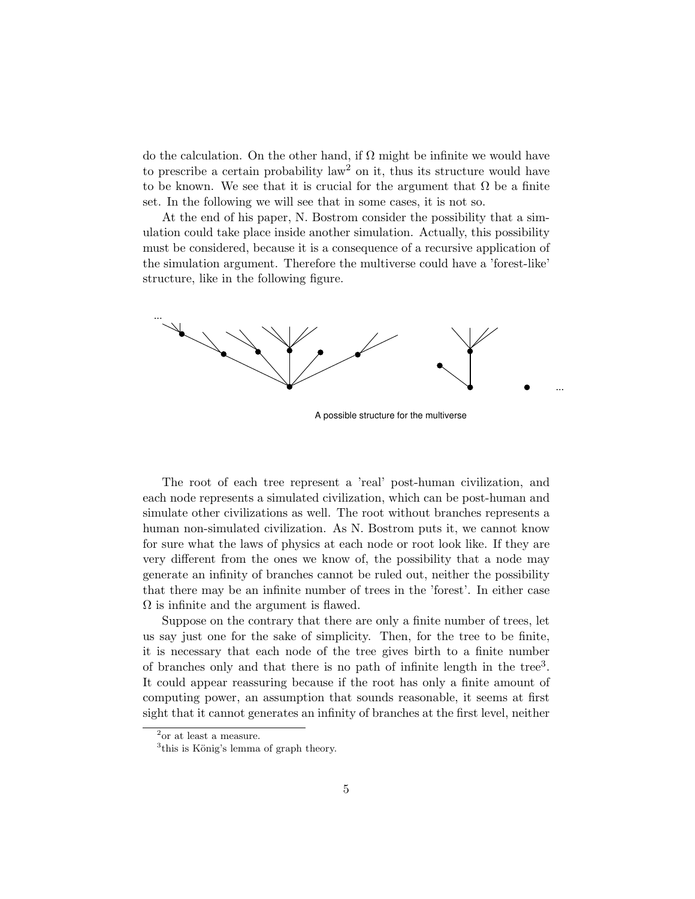do the calculation. On the other hand, if $\Omega$ might be infinite we would have to prescribe a certain probability law[2] on it, thus its structure would have to be known. We see that it is crucial for the argument that $\Omega$ be a finite set. In the following we will see that in some cases, it is not so.

At the end of his paper, N. Bostrom consider the possibility that a simulation could take place inside another simulation. Actually, this possibility must be considered, because it is a consequence of a recursive application of the simulation argument. Therefore the multiverse could have a 'forest-like' structure, like in the following figure.

A possible structure for the multiverse

The root of each tree represent a 'real' post-human civilization, and each node represents a simulated civilization, which can be post-human and simulate other civilizations as well. The root without branches represents a human non-simulated civilization. As N. Bostrom puts it, we cannot know for sure what the laws of physics at each node or root look like. If they are very different from the ones we know of, the possibility that a node may generate an infinity of branches cannot be ruled out, neither the possibility that there may be an infinite number of trees in the 'forest'. In either case $\Omega$ is infinite and the argument is flawed.

Suppose on the contrary that there are only a finite number of trees, let us say just one for the sake of simplicity. Then, for the tree to be finite, it is necessary that each node of the tree gives birth to a finite number of branches only and that there is no path of infinite length in the tree[3]. It could appear reassuring because if the root has only a finite amount of computing power, an assumption that sounds reasonable, it seems at first sight that it cannot generates an infinity of branches at the first level, neither

[2] or at least a measure.

[3] this is König's lemma of graph theory.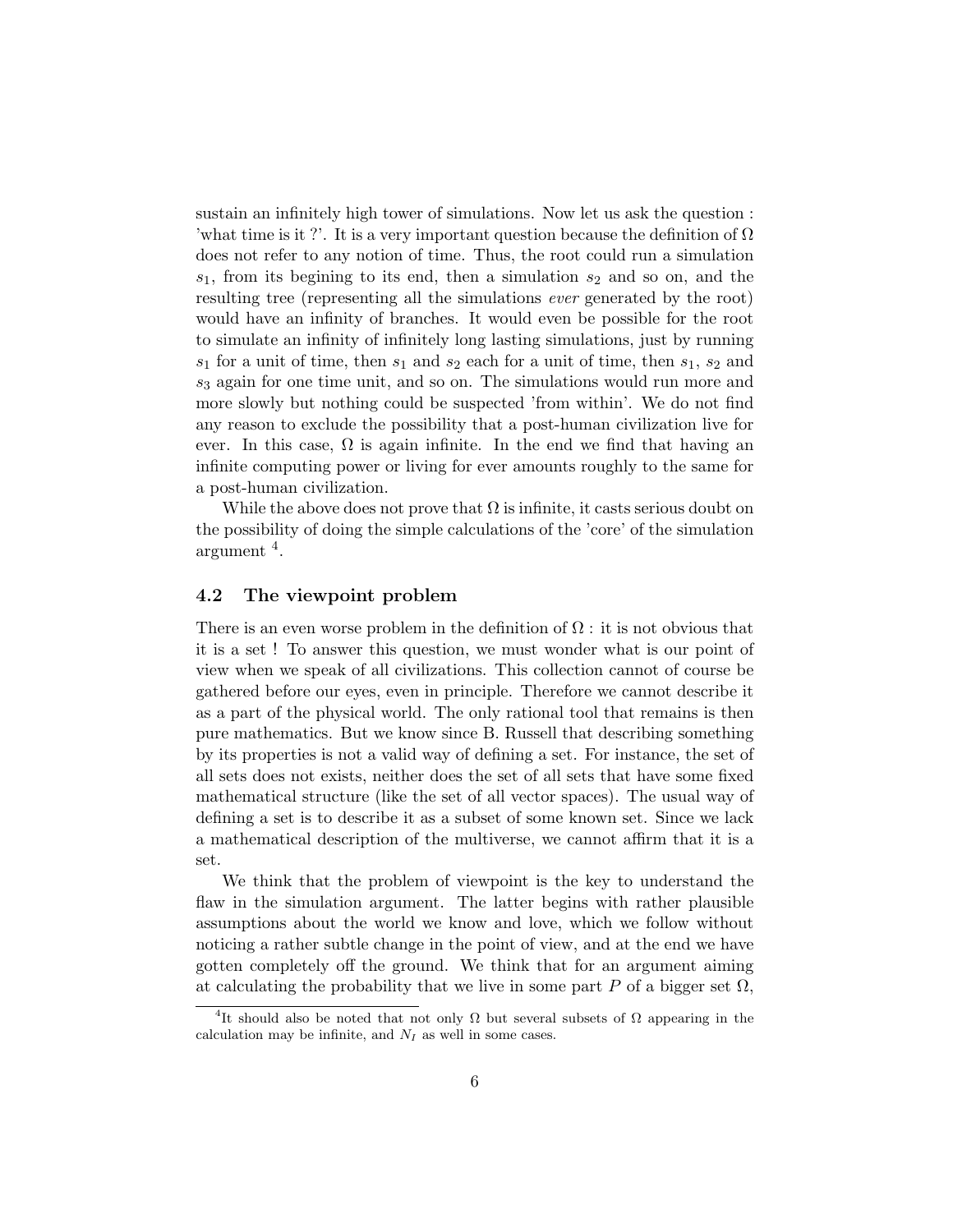sustain an infinitely high tower of simulations. Now let us ask the question : 'what time is it ?'. It is a very important question because the definition of $\Omega$ does not refer to any notion of time. Thus, the root could run a simulation $s_1$, from its begining to its end, then a simulation $s_2$ and so on, and the resulting tree (representing all the simulations *ever* generated by the root) would have an infinity of branches. It would even be possible for the root to simulate an infinity of infinitely long lasting simulations, just by running $s_1$ for a unit of time, then $s_1$ and $s_2$ each for a unit of time, then $s_1$, $s_2$ and $s_3$ again for one time unit, and so on. The simulations would run more and more slowly but nothing could be suspected 'from within'. We do not find any reason to exclude the possibility that a post-human civilization live for ever. In this case, $\Omega$ is again infinite. In the end we find that having an infinite computing power or living for ever amounts roughly to the same for a post-human civilization.

While the above does not prove that $\Omega$ is infinite, it casts serious doubt on the possibility of doing the simple calculations of the 'core' of the simulation argument [4].

### 4.2 The viewpoint problem

There is an even worse problem in the definition of $\Omega$ : it is not obvious that it is a set ! To answer this question, we must wonder what is our point of view when we speak of all civilizations. This collection cannot of course be gathered before our eyes, even in principle. Therefore we cannot describe it as a part of the physical world. The only rational tool that remains is then pure mathematics. But we know since B. Russell that describing something by its properties is not a valid way of defining a set. For instance, the set of all sets does not exists, neither does the set of all sets that have some fixed mathematical structure (like the set of all vector spaces). The usual way of defining a set is to describe it as a subset of some known set. Since we lack a mathematical description of the multiverse, we cannot affirm that it is a set.

We think that the problem of viewpoint is the key to understand the flaw in the simulation argument. The latter begins with rather plausible assumptions about the world we know and love, which we follow without noticing a rather subtle change in the point of view, and at the end we have gotten completely off the ground. We think that for an argument aiming at calculating the probability that we live in some part $P$ of a bigger set $\Omega$,

[4] It should also be noted that not only $\Omega$ but several subsets of $\Omega$ appearing in the calculation may be infinite, and $N_I$ as well in some cases.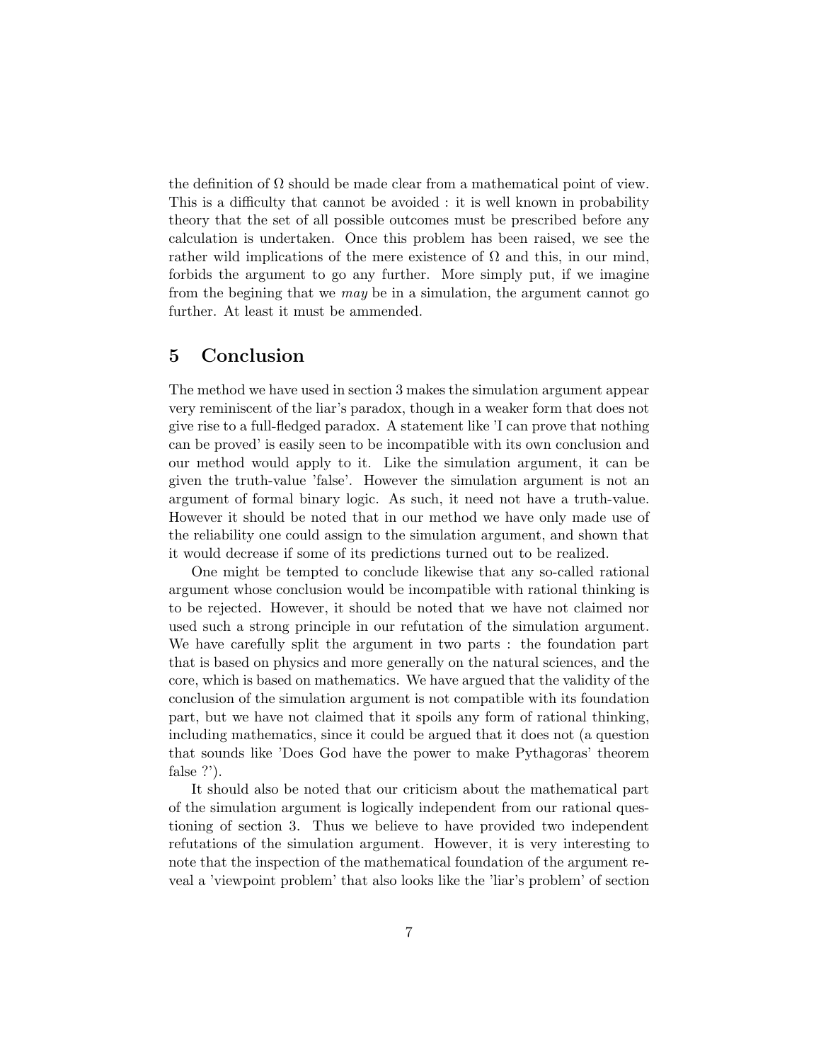the definition of $\Omega$ should be made clear from a mathematical point of view. This is a difficulty that cannot be avoided : it is well known in probability theory that the set of all possible outcomes must be prescribed before any calculation is undertaken. Once this problem has been raised, we see the rather wild implications of the mere existence of $\Omega$ and this, in our mind, forbids the argument to go any further. More simply put, if we imagine from the begining that we *may* be in a simulation, the argument cannot go further. At least it must be ammended.

## 5 Conclusion

The method we have used in section 3 makes the simulation argument appear very reminiscent of the liar's paradox, though in a weaker form that does not give rise to a full-fledged paradox. A statement like 'I can prove that nothing can be proved' is easily seen to be incompatible with its own conclusion and our method would apply to it. Like the simulation argument, it can be given the truth-value 'false'. However the simulation argument is not an argument of formal binary logic. As such, it need not have a truth-value. However it should be noted that in our method we have only made use of the reliability one could assign to the simulation argument, and shown that it would decrease if some of its predictions turned out to be realized.

One might be tempted to conclude likewise that any so-called rational argument whose conclusion would be incompatible with rational thinking is to be rejected. However, it should be noted that we have not claimed nor used such a strong principle in our refutation of the simulation argument. We have carefully split the argument in two parts : the foundation part that is based on physics and more generally on the natural sciences, and the core, which is based on mathematics. We have argued that the validity of the conclusion of the simulation argument is not compatible with its foundation part, but we have not claimed that it spoils any form of rational thinking, including mathematics, since it could be argued that it does not (a question that sounds like 'Does God have the power to make Pythagoras' theorem false ?').

It should also be noted that our criticism about the mathematical part of the simulation argument is logically independent from our rational questioning of section 3. Thus we believe to have provided two independent refutations of the simulation argument. However, it is very interesting to note that the inspection of the mathematical foundation of the argument reveal a 'viewpoint problem' that also looks like the 'liar's problem' of section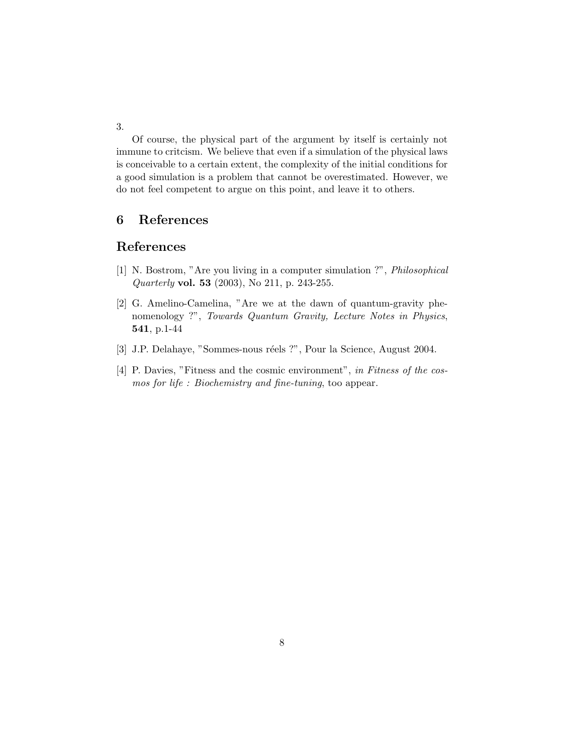3.

Of course, the physical part of the argument by itself is certainly not immune to critcism. We believe that even if a simulation of the physical laws is conceivable to a certain extent, the complexity of the initial conditions for a good simulation is a problem that cannot be overestimated. However, we do not feel competent to argue on this point, and leave it to others.

## 6 References

## References

[1] N. Bostrom, "Are you living in a computer simulation ?", *Philosophical Quarterly* **vol. 53** (2003), No 211, p. 243-255.

[2] G. Amelino-Camelina, "Are we at the dawn of quantum-gravity phenomenology ?", *Towards Quantum Gravity, Lecture Notes in Physics*, **541**, p.1-44

[3] J.P. Delahaye, "Sommes-nous réels ?", Pour la Science, August 2004.

[4] P. Davies, "Fitness and the cosmic environment", *in Fitness of the cosmos for life : Biochemistry and fine-tuning*, too appear.